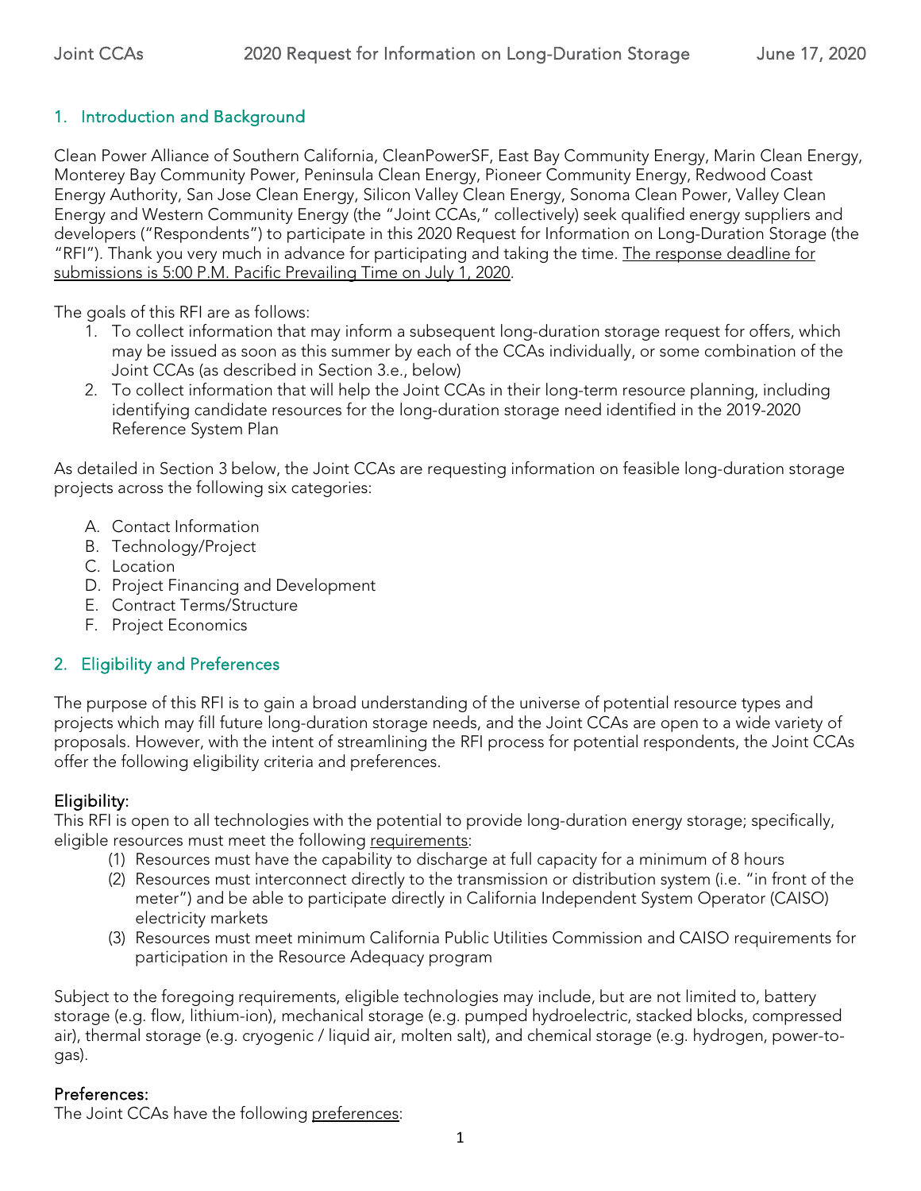## 1. Introduction and Background

Clean Power Alliance of Southern California, CleanPowerSF, East Bay Community Energy, Marin Clean Energy, Monterey Bay Community Power, Peninsula Clean Energy, Pioneer Community Energy, Redwood Coast Energy Authority, San Jose Clean Energy, Silicon Valley Clean Energy, Sonoma Clean Power, Valley Clean Energy and Western Community Energy (the "Joint CCAs," collectively) seek qualified energy suppliers and developers ("Respondents") to participate in this 2020 Request for Information on Long-Duration Storage (the "RFI"). Thank you very much in advance for participating and taking the time. <u>The response deadline for submissions is 5:00 P.M. Pacific Prevailing Time on July 1, 2020</u>.

The goals of this RFI are as follows:

1. To collect information that may inform a subsequent long-duration storage request for offers, which may be issued as soon as this summer by each of the CCAs individually, or some combination of the Joint CCAs (as described in Section 3.e., below)
2. To collect information that will help the Joint CCAs in their long-term resource planning, including identifying candidate resources for the long-duration storage need identified in the 2019-2020 Reference System Plan

As detailed in Section 3 below, the Joint CCAs are requesting information on feasible long-duration storage projects across the following six categories:

A. Contact Information
B. Technology/Project
C. Location
D. Project Financing and Development
E. Contract Terms/Structure
F. Project Economics

## 2. Eligibility and Preferences

The purpose of this RFI is to gain a broad understanding of the universe of potential resource types and projects which may fill future long-duration storage needs, and the Joint CCAs are open to a wide variety of proposals. However, with the intent of streamlining the RFI process for potential respondents, the Joint CCAs offer the following eligibility criteria and preferences.

### Eligibility:

This RFI is open to all technologies with the potential to provide long-duration energy storage; specifically, eligible resources must meet the following <u>requirements</u>:

(1) Resources must have the capability to discharge at full capacity for a minimum of 8 hours
(2) Resources must interconnect directly to the transmission or distribution system (i.e. "in front of the meter") and be able to participate directly in California Independent System Operator (CAISO) electricity markets
(3) Resources must meet minimum California Public Utilities Commission and CAISO requirements for participation in the Resource Adequacy program

Subject to the foregoing requirements, eligible technologies may include, but are not limited to, battery storage (e.g. flow, lithium-ion), mechanical storage (e.g. pumped hydroelectric, stacked blocks, compressed air), thermal storage (e.g. cryogenic / liquid air, molten salt), and chemical storage (e.g. hydrogen, power-to-gas).

### Preferences:

The Joint CCAs have the following <u>preferences</u>: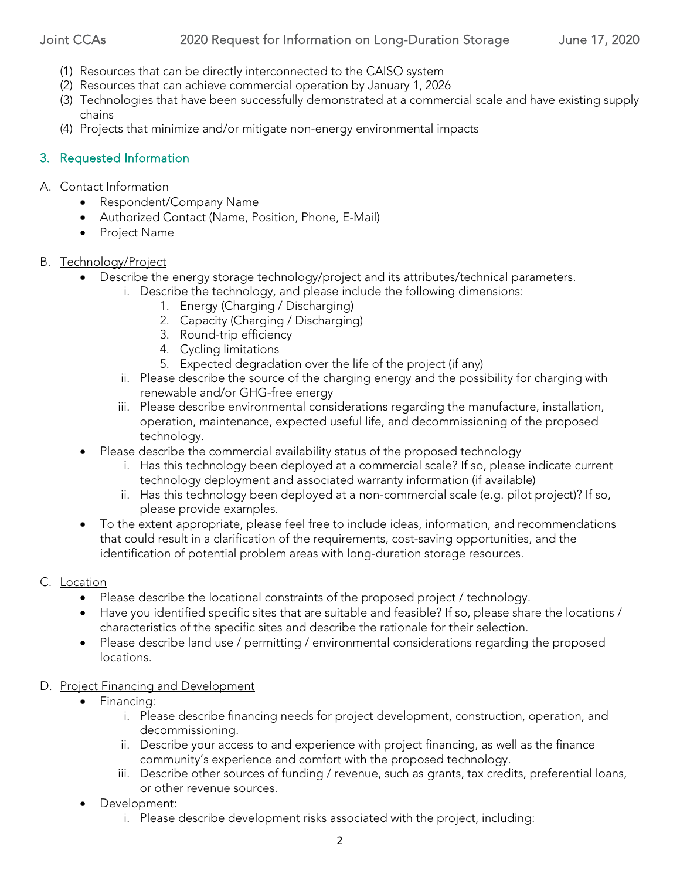(1) Resources that can be directly interconnected to the CAISO system
(2) Resources that can achieve commercial operation by January 1, 2026
(3) Technologies that have been successfully demonstrated at a commercial scale and have existing supply chains
(4) Projects that minimize and/or mitigate non-energy environmental impacts

## 3. Requested Information

A. Contact Information

- Respondent/Company Name
- Authorized Contact (Name, Position, Phone, E-Mail)
- Project Name

B. Technology/Project

- Describe the energy storage technology/project and its attributes/technical parameters.
    - i. Describe the technology, and please include the following dimensions:
        1. Energy (Charging / Discharging)
        2. Capacity (Charging / Discharging)
        3. Round-trip efficiency
        4. Cycling limitations
        5. Expected degradation over the life of the project (if any)
    - ii. Please describe the source of the charging energy and the possibility for charging with renewable and/or GHG-free energy
    - iii. Please describe environmental considerations regarding the manufacture, installation, operation, maintenance, expected useful life, and decommissioning of the proposed technology.
- Please describe the commercial availability status of the proposed technology
    - i. Has this technology been deployed at a commercial scale? If so, please indicate current technology deployment and associated warranty information (if available)
    - ii. Has this technology been deployed at a non-commercial scale (e.g. pilot project)? If so, please provide examples.
- To the extent appropriate, please feel free to include ideas, information, and recommendations that could result in a clarification of the requirements, cost-saving opportunities, and the identification of potential problem areas with long-duration storage resources.

C. Location

- Please describe the locational constraints of the proposed project / technology.
- Have you identified specific sites that are suitable and feasible? If so, please share the locations / characteristics of the specific sites and describe the rationale for their selection.
- Please describe land use / permitting / environmental considerations regarding the proposed locations.

D. Project Financing and Development

- Financing:
    - i. Please describe financing needs for project development, construction, operation, and decommissioning.
    - ii. Describe your access to and experience with project financing, as well as the finance community's experience and comfort with the proposed technology.
    - iii. Describe other sources of funding / revenue, such as grants, tax credits, preferential loans, or other revenue sources.
- Development:
    - i. Please describe development risks associated with the project, including: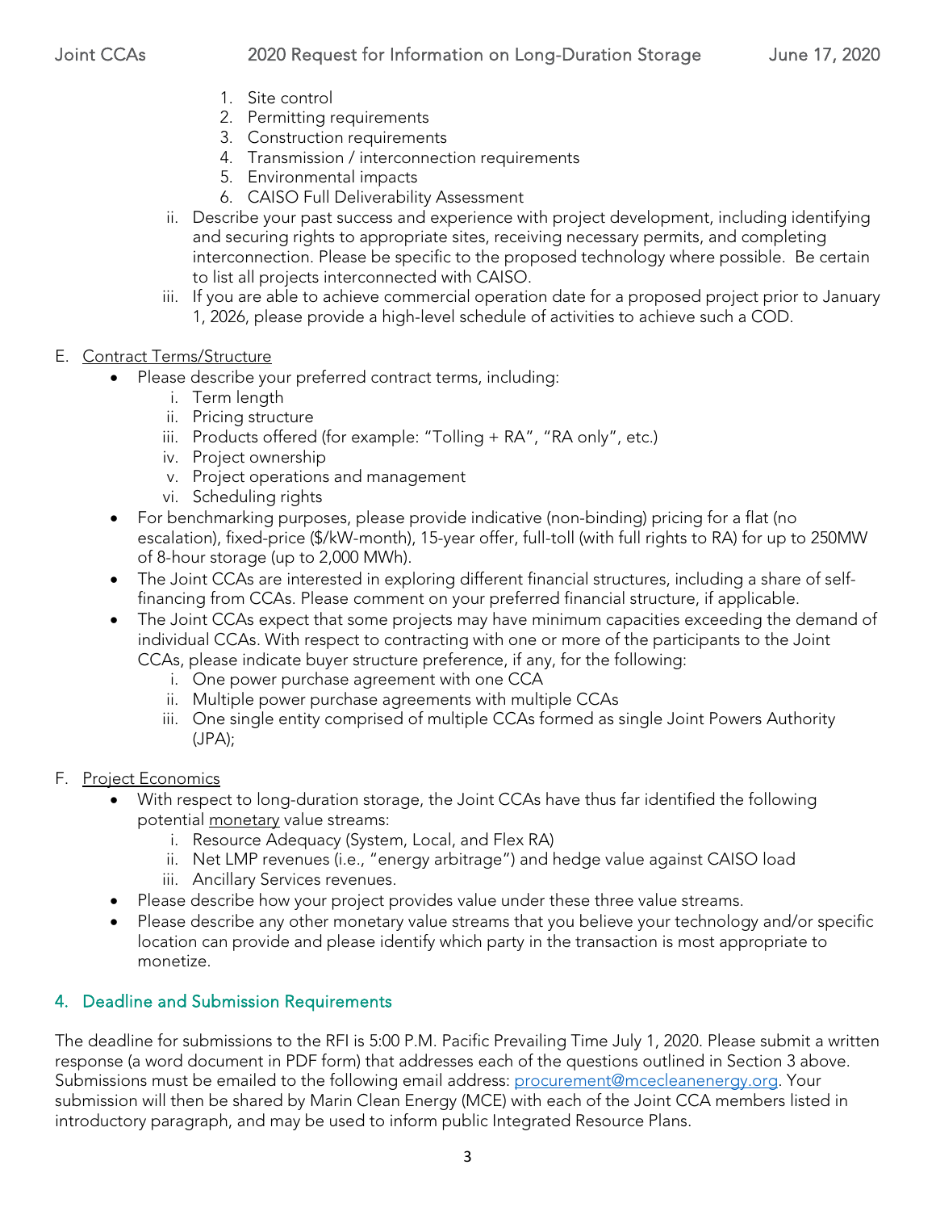1. Site control
2. Permitting requirements
3. Construction requirements
4. Transmission / interconnection requirements
5. Environmental impacts
6. CAISO Full Deliverability Assessment

ii. Describe your past success and experience with project development, including identifying and securing rights to appropriate sites, receiving necessary permits, and completing interconnection. Please be specific to the proposed technology where possible. Be certain to list all projects interconnected with CAISO.

iii. If you are able to achieve commercial operation date for a proposed project prior to January 1, 2026, please provide a high-level schedule of activities to achieve such a COD.

E. Contract Terms/Structure

- Please describe your preferred contract terms, including:
  i. Term length
  ii. Pricing structure
  iii. Products offered (for example: "Tolling + RA", "RA only", etc.)
  iv. Project ownership
  v. Project operations and management
  vi. Scheduling rights
- For benchmarking purposes, please provide indicative (non-binding) pricing for a flat (no escalation), fixed-price ($/kW-month), 15-year offer, full-toll (with full rights to RA) for up to 250MW of 8-hour storage (up to 2,000 MWh).
- The Joint CCAs are interested in exploring different financial structures, including a share of self-financing from CCAs. Please comment on your preferred financial structure, if applicable.
- The Joint CCAs expect that some projects may have minimum capacities exceeding the demand of individual CCAs. With respect to contracting with one or more of the participants to the Joint CCAs, please indicate buyer structure preference, if any, for the following:
  i. One power purchase agreement with one CCA
  ii. Multiple power purchase agreements with multiple CCAs
  iii. One single entity comprised of multiple CCAs formed as single Joint Powers Authority (JPA);

F. Project Economics

- With respect to long-duration storage, the Joint CCAs have thus far identified the following potential monetary value streams:
  i. Resource Adequacy (System, Local, and Flex RA)
  ii. Net LMP revenues (i.e., "energy arbitrage") and hedge value against CAISO load
  iii. Ancillary Services revenues.
- Please describe how your project provides value under these three value streams.
- Please describe any other monetary value streams that you believe your technology and/or specific location can provide and please identify which party in the transaction is most appropriate to monetize.

## 4. Deadline and Submission Requirements

The deadline for submissions to the RFI is 5:00 P.M. Pacific Prevailing Time July 1, 2020. Please submit a written response (a word document in PDF form) that addresses each of the questions outlined in Section 3 above. Submissions must be emailed to the following email address: procurement@mcecleanenergy.org. Your submission will then be shared by Marin Clean Energy (MCE) with each of the Joint CCA members listed in introductory paragraph, and may be used to inform public Integrated Resource Plans.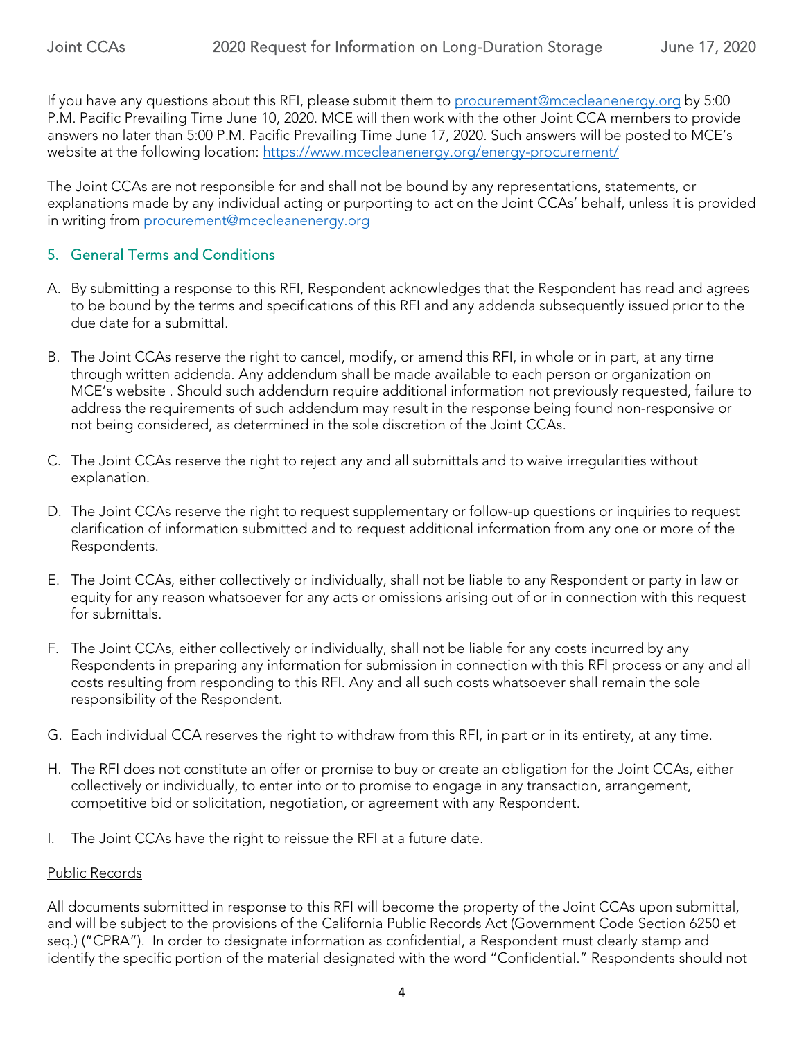If you have any questions about this RFI, please submit them to procurement@mcecleanenergy.org by 5:00 P.M. Pacific Prevailing Time June 10, 2020. MCE will then work with the other Joint CCA members to provide answers no later than 5:00 P.M. Pacific Prevailing Time June 17, 2020. Such answers will be posted to MCE's website at the following location: https://www.mcecleanenergy.org/energy-procurement/

The Joint CCAs are not responsible for and shall not be bound by any representations, statements, or explanations made by any individual acting or purporting to act on the Joint CCAs' behalf, unless it is provided in writing from procurement@mcecleanenergy.org

## 5. General Terms and Conditions

A. By submitting a response to this RFI, Respondent acknowledges that the Respondent has read and agrees to be bound by the terms and specifications of this RFI and any addenda subsequently issued prior to the due date for a submittal.

B. The Joint CCAs reserve the right to cancel, modify, or amend this RFI, in whole or in part, at any time through written addenda. Any addendum shall be made available to each person or organization on MCE's website . Should such addendum require additional information not previously requested, failure to address the requirements of such addendum may result in the response being found non-responsive or not being considered, as determined in the sole discretion of the Joint CCAs.

C. The Joint CCAs reserve the right to reject any and all submittals and to waive irregularities without explanation.

D. The Joint CCAs reserve the right to request supplementary or follow-up questions or inquiries to request clarification of information submitted and to request additional information from any one or more of the Respondents.

E. The Joint CCAs, either collectively or individually, shall not be liable to any Respondent or party in law or equity for any reason whatsoever for any acts or omissions arising out of or in connection with this request for submittals.

F. The Joint CCAs, either collectively or individually, shall not be liable for any costs incurred by any Respondents in preparing any information for submission in connection with this RFI process or any and all costs resulting from responding to this RFI. Any and all such costs whatsoever shall remain the sole responsibility of the Respondent.

G. Each individual CCA reserves the right to withdraw from this RFI, in part or in its entirety, at any time.

H. The RFI does not constitute an offer or promise to buy or create an obligation for the Joint CCAs, either collectively or individually, to enter into or to promise to engage in any transaction, arrangement, competitive bid or solicitation, negotiation, or agreement with any Respondent.

I. The Joint CCAs have the right to reissue the RFI at a future date.

Public Records

All documents submitted in response to this RFI will become the property of the Joint CCAs upon submittal, and will be subject to the provisions of the California Public Records Act (Government Code Section 6250 et seq.) ("CPRA"). In order to designate information as confidential, a Respondent must clearly stamp and identify the specific portion of the material designated with the word "Confidential." Respondents should not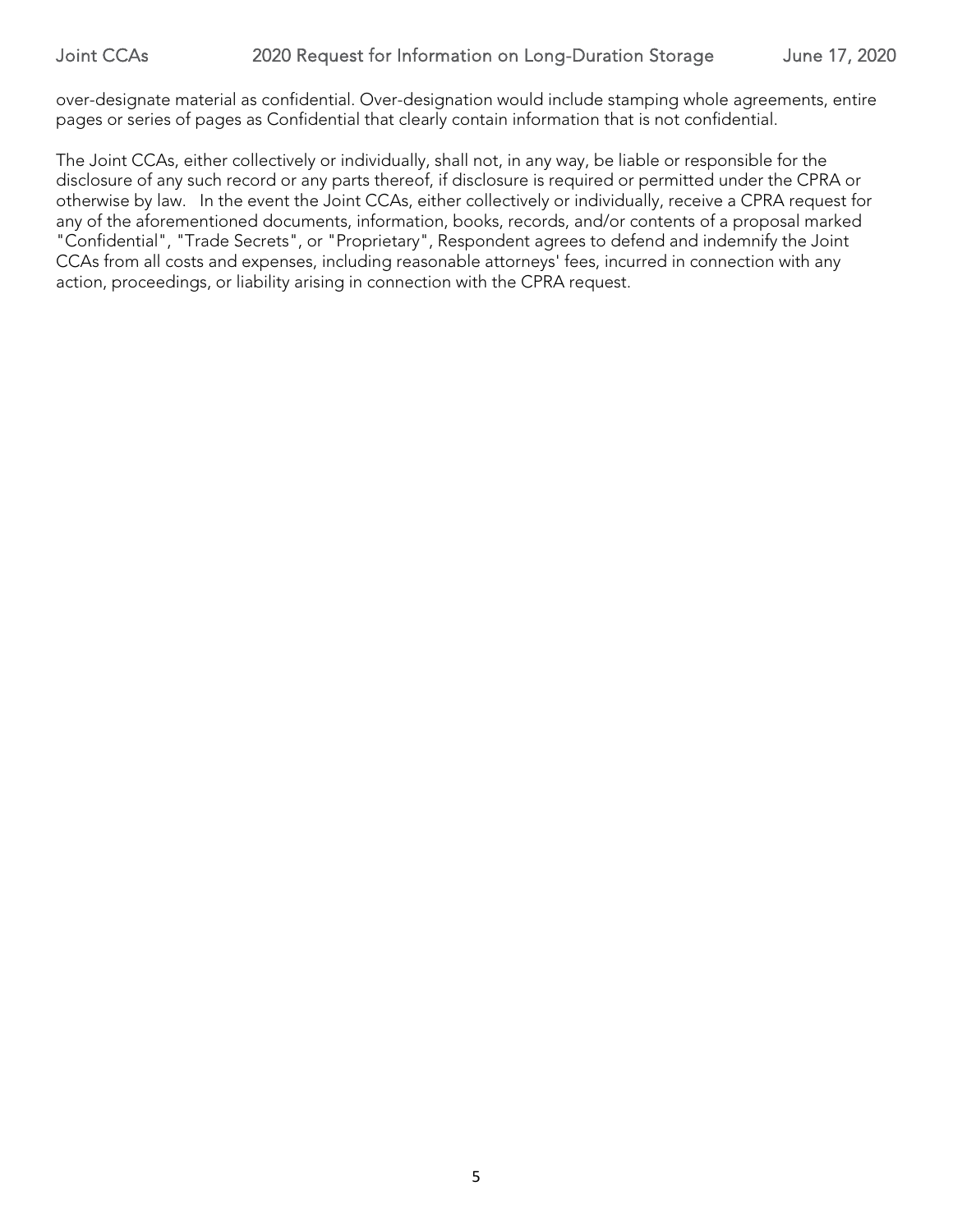over-designate material as confidential. Over-designation would include stamping whole agreements, entire pages or series of pages as Confidential that clearly contain information that is not confidential.

The Joint CCAs, either collectively or individually, shall not, in any way, be liable or responsible for the disclosure of any such record or any parts thereof, if disclosure is required or permitted under the CPRA or otherwise by law. In the event the Joint CCAs, either collectively or individually, receive a CPRA request for any of the aforementioned documents, information, books, records, and/or contents of a proposal marked "Confidential", "Trade Secrets", or "Proprietary", Respondent agrees to defend and indemnify the Joint CCAs from all costs and expenses, including reasonable attorneys' fees, incurred in connection with any action, proceedings, or liability arising in connection with the CPRA request.